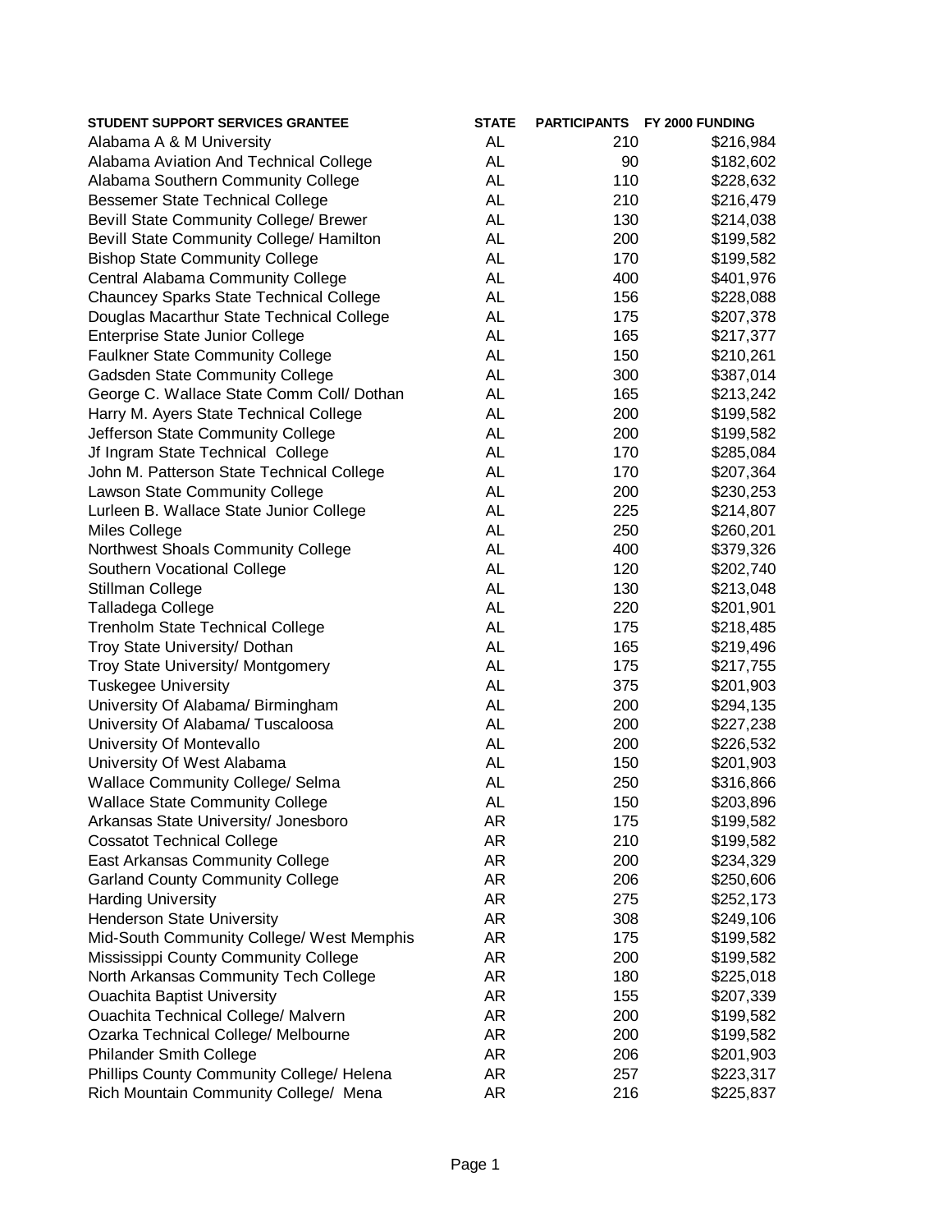| STUDENT SUPPORT SERVICES GRANTEE | STATE | PARTICIPANTS | FY 2000 FUNDING |
|---|---|---|---|
| Alabama A & M University | AL | 210 | $216,984 |
| Alabama Aviation And Technical College | AL | 90 | $182,602 |
| Alabama Southern Community College | AL | 110 | $228,632 |
| Bessemer State Technical College | AL | 210 | $216,479 |
| Bevill State Community College/ Brewer | AL | 130 | $214,038 |
| Bevill State Community College/ Hamilton | AL | 200 | $199,582 |
| Bishop State Community College | AL | 170 | $199,582 |
| Central Alabama Community College | AL | 400 | $401,976 |
| Chauncey Sparks State Technical College | AL | 156 | $228,088 |
| Douglas Macarthur State Technical College | AL | 175 | $207,378 |
| Enterprise State Junior College | AL | 165 | $217,377 |
| Faulkner State Community College | AL | 150 | $210,261 |
| Gadsden State Community College | AL | 300 | $387,014 |
| George C. Wallace State Comm Coll/ Dothan | AL | 165 | $213,242 |
| Harry M. Ayers State Technical College | AL | 200 | $199,582 |
| Jefferson State Community College | AL | 200 | $199,582 |
| Jf Ingram State Technical College | AL | 170 | $285,084 |
| John M. Patterson State Technical College | AL | 170 | $207,364 |
| Lawson State Community College | AL | 200 | $230,253 |
| Lurleen B. Wallace State Junior College | AL | 225 | $214,807 |
| Miles College | AL | 250 | $260,201 |
| Northwest Shoals Community College | AL | 400 | $379,326 |
| Southern Vocational College | AL | 120 | $202,740 |
| Stillman College | AL | 130 | $213,048 |
| Talladega College | AL | 220 | $201,901 |
| Trenholm State Technical College | AL | 175 | $218,485 |
| Troy State University/ Dothan | AL | 165 | $219,496 |
| Troy State University/ Montgomery | AL | 175 | $217,755 |
| Tuskegee University | AL | 375 | $201,903 |
| University Of Alabama/ Birmingham | AL | 200 | $294,135 |
| University Of Alabama/ Tuscaloosa | AL | 200 | $227,238 |
| University Of Montevallo | AL | 200 | $226,532 |
| University Of West Alabama | AL | 150 | $201,903 |
| Wallace Community College/ Selma | AL | 250 | $316,866 |
| Wallace State Community College | AL | 150 | $203,896 |
| Arkansas State University/ Jonesboro | AR | 175 | $199,582 |
| Cossatot Technical College | AR | 210 | $199,582 |
| East Arkansas Community College | AR | 200 | $234,329 |
| Garland County Community College | AR | 206 | $250,606 |
| Harding University | AR | 275 | $252,173 |
| Henderson State University | AR | 308 | $249,106 |
| Mid-South Community College/ West Memphis | AR | 175 | $199,582 |
| Mississippi County Community College | AR | 200 | $199,582 |
| North Arkansas Community Tech College | AR | 180 | $225,018 |
| Ouachita Baptist University | AR | 155 | $207,339 |
| Ouachita Technical College/ Malvern | AR | 200 | $199,582 |
| Ozarka Technical College/ Melbourne | AR | 200 | $199,582 |
| Philander Smith College | AR | 206 | $201,903 |
| Phillips County Community College/ Helena | AR | 257 | $223,317 |
| Rich Mountain Community College/ Mena | AR | 216 | $225,837 |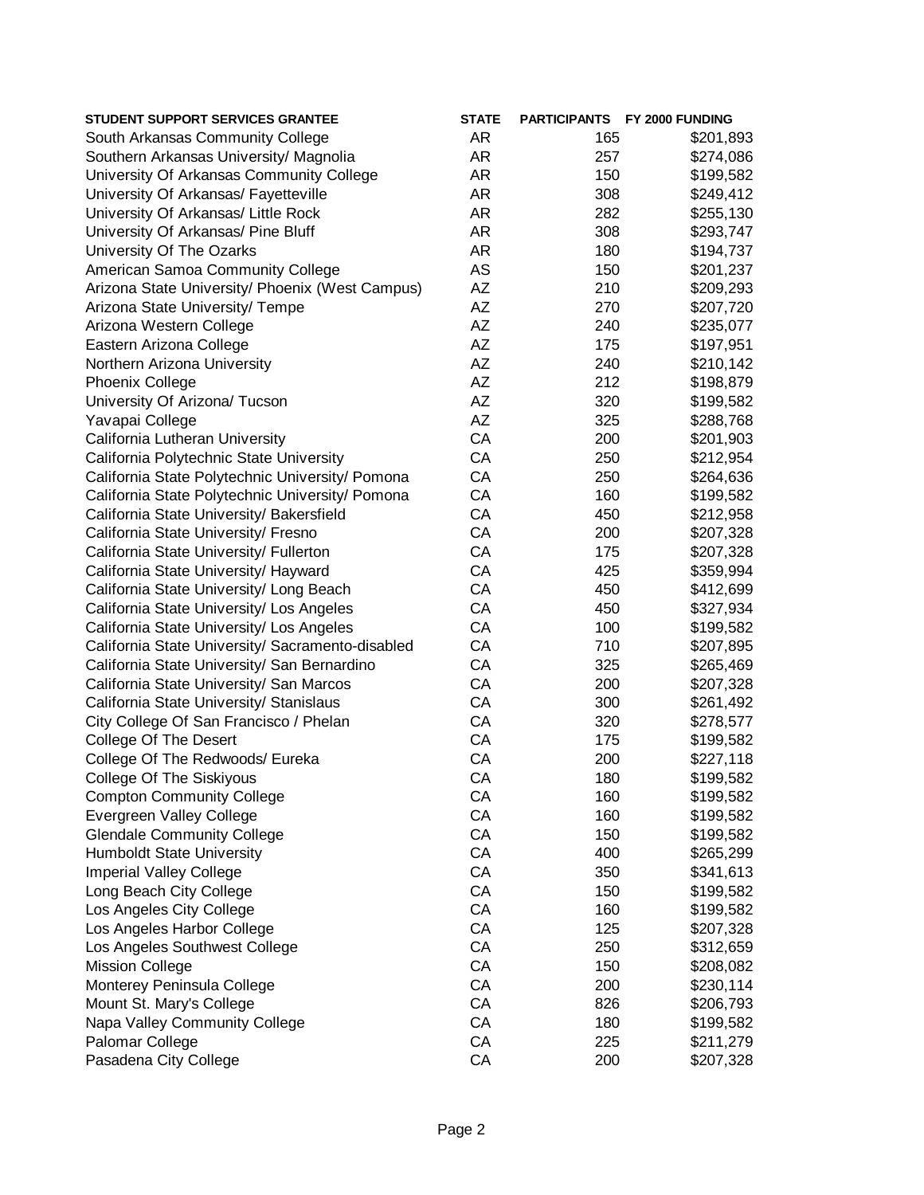| STUDENT SUPPORT SERVICES GRANTEE | STATE | PARTICIPANTS | FY 2000 FUNDING |
|---|---|---|---|
| South Arkansas Community College | AR | 165 | $201,893 |
| Southern Arkansas University/ Magnolia | AR | 257 | $274,086 |
| University Of Arkansas Community College | AR | 150 | $199,582 |
| University Of Arkansas/ Fayetteville | AR | 308 | $249,412 |
| University Of Arkansas/ Little Rock | AR | 282 | $255,130 |
| University Of Arkansas/ Pine Bluff | AR | 308 | $293,747 |
| University Of The Ozarks | AR | 180 | $194,737 |
| American Samoa Community College | AS | 150 | $201,237 |
| Arizona State University/ Phoenix (West Campus) | AZ | 210 | $209,293 |
| Arizona State University/ Tempe | AZ | 270 | $207,720 |
| Arizona Western College | AZ | 240 | $235,077 |
| Eastern Arizona College | AZ | 175 | $197,951 |
| Northern Arizona University | AZ | 240 | $210,142 |
| Phoenix College | AZ | 212 | $198,879 |
| University Of Arizona/ Tucson | AZ | 320 | $199,582 |
| Yavapai College | AZ | 325 | $288,768 |
| California Lutheran University | CA | 200 | $201,903 |
| California Polytechnic State University | CA | 250 | $212,954 |
| California State Polytechnic University/ Pomona | CA | 250 | $264,636 |
| California State Polytechnic University/ Pomona | CA | 160 | $199,582 |
| California State University/ Bakersfield | CA | 450 | $212,958 |
| California State University/ Fresno | CA | 200 | $207,328 |
| California State University/ Fullerton | CA | 175 | $207,328 |
| California State University/ Hayward | CA | 425 | $359,994 |
| California State University/ Long Beach | CA | 450 | $412,699 |
| California State University/ Los Angeles | CA | 450 | $327,934 |
| California State University/ Los Angeles | CA | 100 | $199,582 |
| California State University/ Sacramento-disabled | CA | 710 | $207,895 |
| California State University/ San Bernardino | CA | 325 | $265,469 |
| California State University/ San Marcos | CA | 200 | $207,328 |
| California State University/ Stanislaus | CA | 300 | $261,492 |
| City College Of San Francisco / Phelan | CA | 320 | $278,577 |
| College Of The Desert | CA | 175 | $199,582 |
| College Of The Redwoods/ Eureka | CA | 200 | $227,118 |
| College Of The Siskiyous | CA | 180 | $199,582 |
| Compton Community College | CA | 160 | $199,582 |
| Evergreen Valley College | CA | 160 | $199,582 |
| Glendale Community College | CA | 150 | $199,582 |
| Humboldt State University | CA | 400 | $265,299 |
| Imperial Valley College | CA | 350 | $341,613 |
| Long Beach City College | CA | 150 | $199,582 |
| Los Angeles City College | CA | 160 | $199,582 |
| Los Angeles Harbor College | CA | 125 | $207,328 |
| Los Angeles Southwest College | CA | 250 | $312,659 |
| Mission College | CA | 150 | $208,082 |
| Monterey Peninsula College | CA | 200 | $230,114 |
| Mount St. Mary's College | CA | 826 | $206,793 |
| Napa Valley Community College | CA | 180 | $199,582 |
| Palomar College | CA | 225 | $211,279 |
| Pasadena City College | CA | 200 | $207,328 |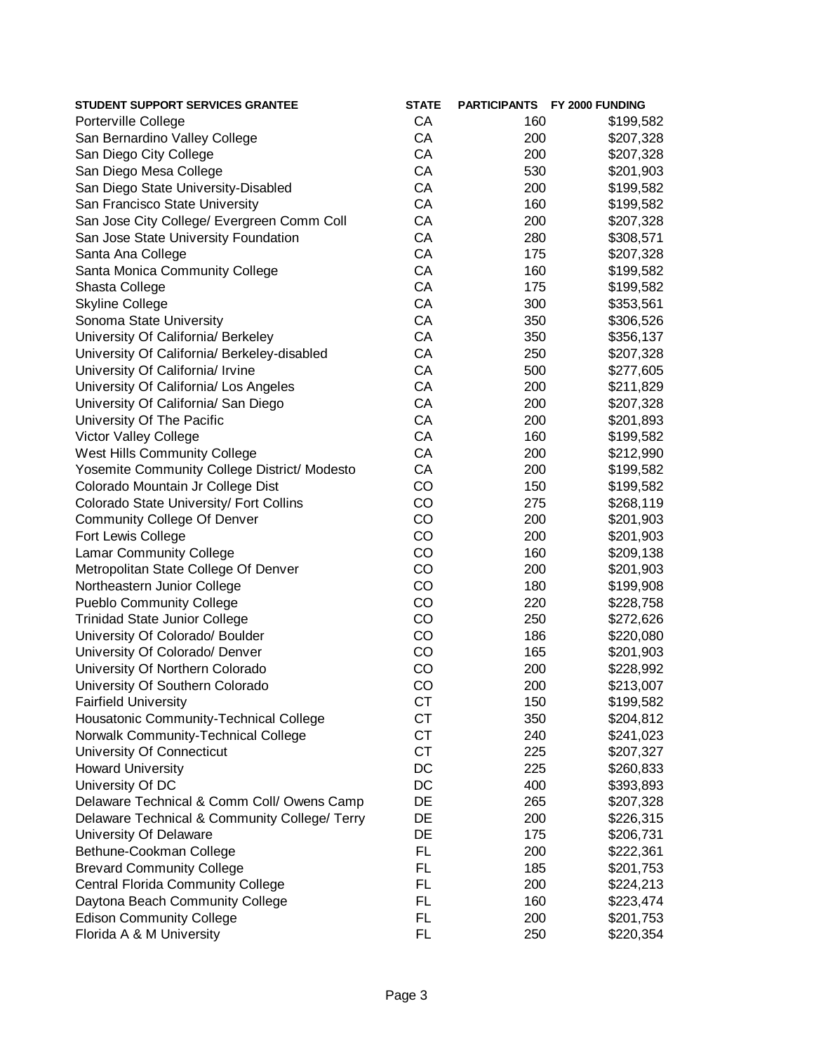| STUDENT SUPPORT SERVICES GRANTEE | STATE | PARTICIPANTS | FY 2000 FUNDING |
|---|---|---|---|
| Porterville College | CA | 160 | $199,582 |
| San Bernardino Valley College | CA | 200 | $207,328 |
| San Diego City College | CA | 200 | $207,328 |
| San Diego Mesa College | CA | 530 | $201,903 |
| San Diego State University-Disabled | CA | 200 | $199,582 |
| San Francisco State University | CA | 160 | $199,582 |
| San Jose City College/ Evergreen Comm Coll | CA | 200 | $207,328 |
| San Jose State University Foundation | CA | 280 | $308,571 |
| Santa Ana College | CA | 175 | $207,328 |
| Santa Monica Community College | CA | 160 | $199,582 |
| Shasta College | CA | 175 | $199,582 |
| Skyline College | CA | 300 | $353,561 |
| Sonoma State University | CA | 350 | $306,526 |
| University Of California/ Berkeley | CA | 350 | $356,137 |
| University Of California/ Berkeley-disabled | CA | 250 | $207,328 |
| University Of California/ Irvine | CA | 500 | $277,605 |
| University Of California/ Los Angeles | CA | 200 | $211,829 |
| University Of California/ San Diego | CA | 200 | $207,328 |
| University Of The Pacific | CA | 200 | $201,893 |
| Victor Valley College | CA | 160 | $199,582 |
| West Hills Community College | CA | 200 | $212,990 |
| Yosemite Community College District/ Modesto | CA | 200 | $199,582 |
| Colorado Mountain Jr College Dist | CO | 150 | $199,582 |
| Colorado State University/ Fort Collins | CO | 275 | $268,119 |
| Community College Of Denver | CO | 200 | $201,903 |
| Fort Lewis College | CO | 200 | $201,903 |
| Lamar Community College | CO | 160 | $209,138 |
| Metropolitan State College Of Denver | CO | 200 | $201,903 |
| Northeastern Junior College | CO | 180 | $199,908 |
| Pueblo Community College | CO | 220 | $228,758 |
| Trinidad State Junior College | CO | 250 | $272,626 |
| University Of Colorado/ Boulder | CO | 186 | $220,080 |
| University Of Colorado/ Denver | CO | 165 | $201,903 |
| University Of Northern Colorado | CO | 200 | $228,992 |
| University Of Southern Colorado | CO | 200 | $213,007 |
| Fairfield University | CT | 150 | $199,582 |
| Housatonic Community-Technical College | CT | 350 | $204,812 |
| Norwalk Community-Technical College | CT | 240 | $241,023 |
| University Of Connecticut | CT | 225 | $207,327 |
| Howard University | DC | 225 | $260,833 |
| University Of DC | DC | 400 | $393,893 |
| Delaware Technical & Comm Coll/ Owens Camp | DE | 265 | $207,328 |
| Delaware Technical & Community College/ Terry | DE | 200 | $226,315 |
| University Of Delaware | DE | 175 | $206,731 |
| Bethune-Cookman College | FL | 200 | $222,361 |
| Brevard Community College | FL | 185 | $201,753 |
| Central Florida Community College | FL | 200 | $224,213 |
| Daytona Beach Community College | FL | 160 | $223,474 |
| Edison Community College | FL | 200 | $201,753 |
| Florida A & M University | FL | 250 | $220,354 |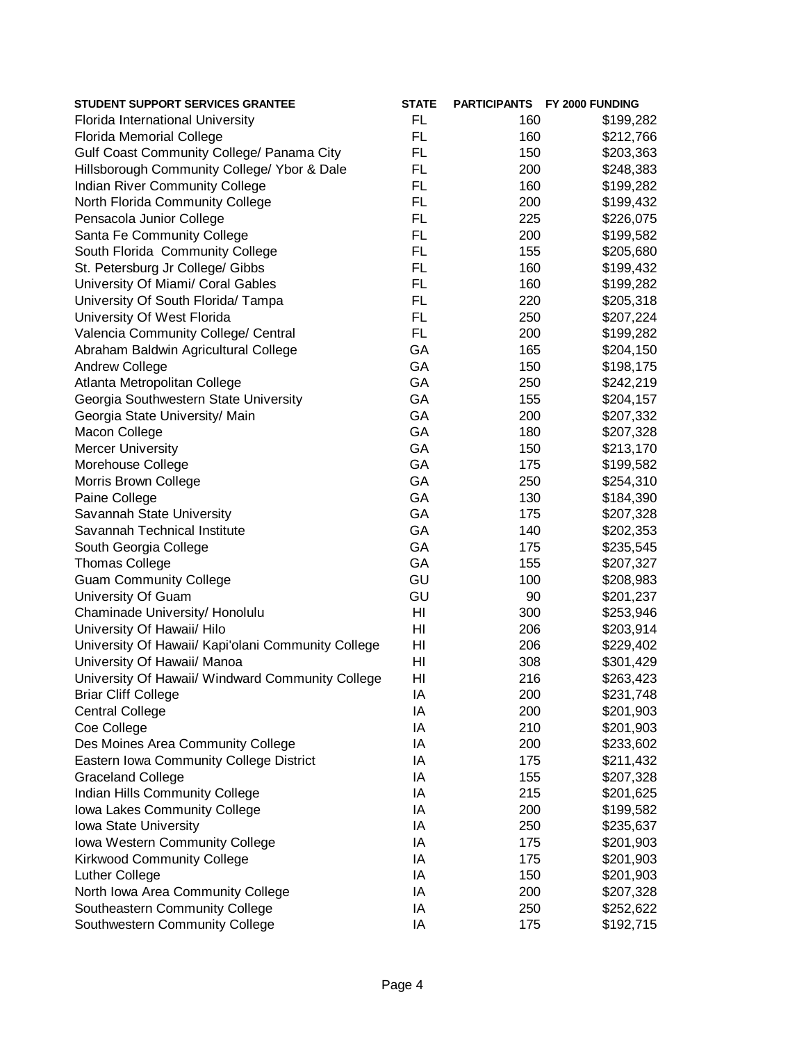| STUDENT SUPPORT SERVICES GRANTEE | STATE | PARTICIPANTS | FY 2000 FUNDING |
|---|---|---|---|
| Florida International University | FL | 160 | $199,282 |
| Florida Memorial College | FL | 160 | $212,766 |
| Gulf Coast Community College/ Panama City | FL | 150 | $203,363 |
| Hillsborough Community College/ Ybor & Dale | FL | 200 | $248,383 |
| Indian River Community College | FL | 160 | $199,282 |
| North Florida Community College | FL | 200 | $199,432 |
| Pensacola Junior College | FL | 225 | $226,075 |
| Santa Fe Community College | FL | 200 | $199,582 |
| South Florida Community College | FL | 155 | $205,680 |
| St. Petersburg Jr College/ Gibbs | FL | 160 | $199,432 |
| University Of Miami/ Coral Gables | FL | 160 | $199,282 |
| University Of South Florida/ Tampa | FL | 220 | $205,318 |
| University Of West Florida | FL | 250 | $207,224 |
| Valencia Community College/ Central | FL | 200 | $199,282 |
| Abraham Baldwin Agricultural College | GA | 165 | $204,150 |
| Andrew College | GA | 150 | $198,175 |
| Atlanta Metropolitan College | GA | 250 | $242,219 |
| Georgia Southwestern State University | GA | 155 | $204,157 |
| Georgia State University/ Main | GA | 200 | $207,332 |
| Macon College | GA | 180 | $207,328 |
| Mercer University | GA | 150 | $213,170 |
| Morehouse College | GA | 175 | $199,582 |
| Morris Brown College | GA | 250 | $254,310 |
| Paine College | GA | 130 | $184,390 |
| Savannah State University | GA | 175 | $207,328 |
| Savannah Technical Institute | GA | 140 | $202,353 |
| South Georgia College | GA | 175 | $235,545 |
| Thomas College | GA | 155 | $207,327 |
| Guam Community College | GU | 100 | $208,983 |
| University Of Guam | GU | 90 | $201,237 |
| Chaminade University/ Honolulu | HI | 300 | $253,946 |
| University Of Hawaii/ Hilo | HI | 206 | $203,914 |
| University Of Hawaii/ Kapi'olani Community College | HI | 206 | $229,402 |
| University Of Hawaii/ Manoa | HI | 308 | $301,429 |
| University Of Hawaii/ Windward Community College | HI | 216 | $263,423 |
| Briar Cliff College | IA | 200 | $231,748 |
| Central College | IA | 200 | $201,903 |
| Coe College | IA | 210 | $201,903 |
| Des Moines Area Community College | IA | 200 | $233,602 |
| Eastern Iowa Community College District | IA | 175 | $211,432 |
| Graceland College | IA | 155 | $207,328 |
| Indian Hills Community College | IA | 215 | $201,625 |
| Iowa Lakes Community College | IA | 200 | $199,582 |
| Iowa State University | IA | 250 | $235,637 |
| Iowa Western Community College | IA | 175 | $201,903 |
| Kirkwood Community College | IA | 175 | $201,903 |
| Luther College | IA | 150 | $201,903 |
| North Iowa Area Community College | IA | 200 | $207,328 |
| Southeastern Community College | IA | 250 | $252,622 |
| Southwestern Community College | IA | 175 | $192,715 |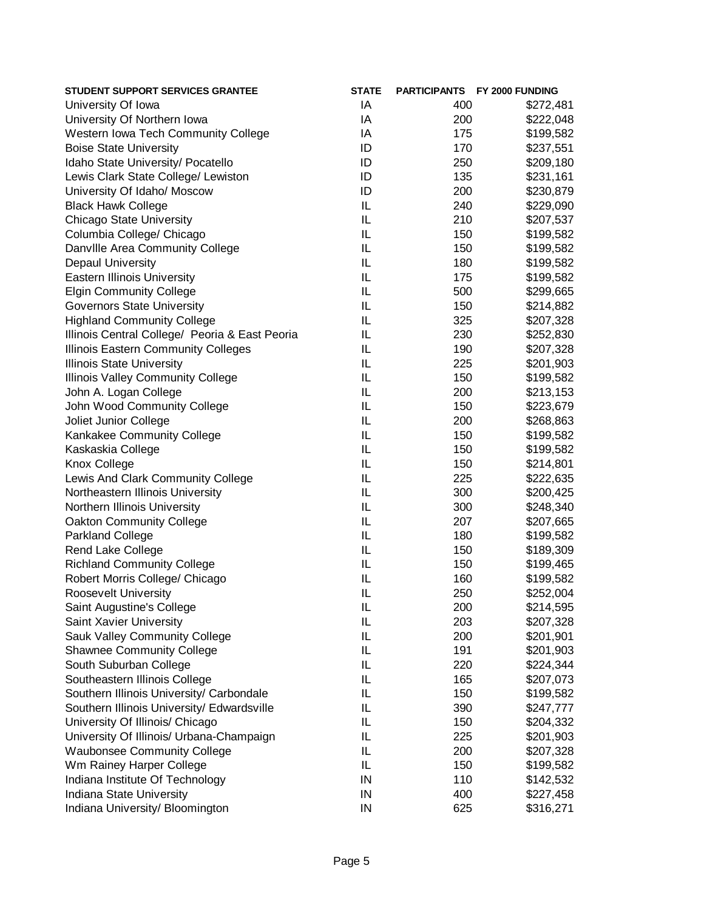| STUDENT SUPPORT SERVICES GRANTEE | STATE | PARTICIPANTS | FY 2000 FUNDING |
|---|---|---|---|
| University Of Iowa | IA | 400 | $272,481 |
| University Of Northern Iowa | IA | 200 | $222,048 |
| Western Iowa Tech Community College | IA | 175 | $199,582 |
| Boise State University | ID | 170 | $237,551 |
| Idaho State University/ Pocatello | ID | 250 | $209,180 |
| Lewis Clark State College/ Lewiston | ID | 135 | $231,161 |
| University Of Idaho/ Moscow | ID | 200 | $230,879 |
| Black Hawk College | IL | 240 | $229,090 |
| Chicago State University | IL | 210 | $207,537 |
| Columbia College/ Chicago | IL | 150 | $199,582 |
| Danvllle Area Community College | IL | 150 | $199,582 |
| Depaul University | IL | 180 | $199,582 |
| Eastern Illinois University | IL | 175 | $199,582 |
| Elgin Community College | IL | 500 | $299,665 |
| Governors State University | IL | 150 | $214,882 |
| Highland Community College | IL | 325 | $207,328 |
| Illinois Central College/ Peoria & East Peoria | IL | 230 | $252,830 |
| Illinois Eastern Community Colleges | IL | 190 | $207,328 |
| Illinois State University | IL | 225 | $201,903 |
| Illinois Valley Community College | IL | 150 | $199,582 |
| John A. Logan College | IL | 200 | $213,153 |
| John Wood Community College | IL | 150 | $223,679 |
| Joliet Junior College | IL | 200 | $268,863 |
| Kankakee Community College | IL | 150 | $199,582 |
| Kaskaskia College | IL | 150 | $199,582 |
| Knox College | IL | 150 | $214,801 |
| Lewis And Clark Community College | IL | 225 | $222,635 |
| Northeastern Illinois University | IL | 300 | $200,425 |
| Northern Illinois University | IL | 300 | $248,340 |
| Oakton Community College | IL | 207 | $207,665 |
| Parkland College | IL | 180 | $199,582 |
| Rend Lake College | IL | 150 | $189,309 |
| Richland Community College | IL | 150 | $199,465 |
| Robert Morris College/ Chicago | IL | 160 | $199,582 |
| Roosevelt University | IL | 250 | $252,004 |
| Saint Augustine's College | IL | 200 | $214,595 |
| Saint Xavier University | IL | 203 | $207,328 |
| Sauk Valley Community College | IL | 200 | $201,901 |
| Shawnee Community College | IL | 191 | $201,903 |
| South Suburban College | IL | 220 | $224,344 |
| Southeastern Illinois College | IL | 165 | $207,073 |
| Southern Illinois University/ Carbondale | IL | 150 | $199,582 |
| Southern Illinois University/ Edwardsville | IL | 390 | $247,777 |
| University Of Illinois/ Chicago | IL | 150 | $204,332 |
| University Of Illinois/ Urbana-Champaign | IL | 225 | $201,903 |
| Waubonsee Community College | IL | 200 | $207,328 |
| Wm Rainey Harper College | IL | 150 | $199,582 |
| Indiana Institute Of Technology | IN | 110 | $142,532 |
| Indiana State University | IN | 400 | $227,458 |
| Indiana University/ Bloomington | IN | 625 | $316,271 |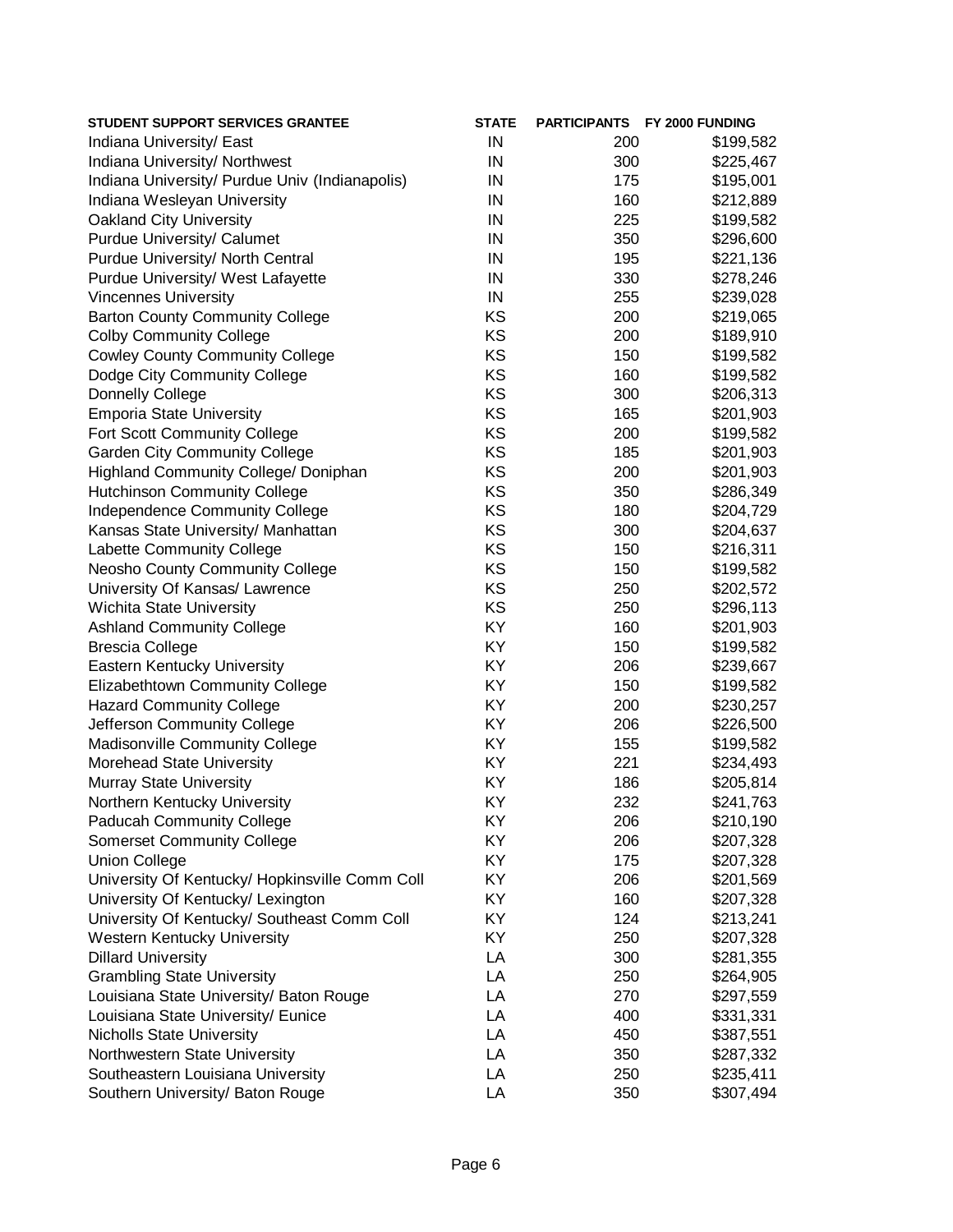| STUDENT SUPPORT SERVICES GRANTEE | STATE | PARTICIPANTS | FY 2000 FUNDING |
|---|---|---|---|
| Indiana University/ East | IN | 200 | $199,582 |
| Indiana University/ Northwest | IN | 300 | $225,467 |
| Indiana University/ Purdue Univ (Indianapolis) | IN | 175 | $195,001 |
| Indiana Wesleyan University | IN | 160 | $212,889 |
| Oakland City University | IN | 225 | $199,582 |
| Purdue University/ Calumet | IN | 350 | $296,600 |
| Purdue University/ North Central | IN | 195 | $221,136 |
| Purdue University/ West Lafayette | IN | 330 | $278,246 |
| Vincennes University | IN | 255 | $239,028 |
| Barton County Community College | KS | 200 | $219,065 |
| Colby Community College | KS | 200 | $189,910 |
| Cowley County Community College | KS | 150 | $199,582 |
| Dodge City Community College | KS | 160 | $199,582 |
| Donnelly College | KS | 300 | $206,313 |
| Emporia State University | KS | 165 | $201,903 |
| Fort Scott Community College | KS | 200 | $199,582 |
| Garden City Community College | KS | 185 | $201,903 |
| Highland Community College/ Doniphan | KS | 200 | $201,903 |
| Hutchinson Community College | KS | 350 | $286,349 |
| Independence Community College | KS | 180 | $204,729 |
| Kansas State University/ Manhattan | KS | 300 | $204,637 |
| Labette Community College | KS | 150 | $216,311 |
| Neosho County Community College | KS | 150 | $199,582 |
| University Of Kansas/ Lawrence | KS | 250 | $202,572 |
| Wichita State University | KS | 250 | $296,113 |
| Ashland Community College | KY | 160 | $201,903 |
| Brescia College | KY | 150 | $199,582 |
| Eastern Kentucky University | KY | 206 | $239,667 |
| Elizabethtown Community College | KY | 150 | $199,582 |
| Hazard Community College | KY | 200 | $230,257 |
| Jefferson Community College | KY | 206 | $226,500 |
| Madisonville Community College | KY | 155 | $199,582 |
| Morehead State University | KY | 221 | $234,493 |
| Murray State University | KY | 186 | $205,814 |
| Northern Kentucky University | KY | 232 | $241,763 |
| Paducah Community College | KY | 206 | $210,190 |
| Somerset Community College | KY | 206 | $207,328 |
| Union College | KY | 175 | $207,328 |
| University Of Kentucky/ Hopkinsville Comm Coll | KY | 206 | $201,569 |
| University Of Kentucky/ Lexington | KY | 160 | $207,328 |
| University Of Kentucky/ Southeast Comm Coll | KY | 124 | $213,241 |
| Western Kentucky University | KY | 250 | $207,328 |
| Dillard University | LA | 300 | $281,355 |
| Grambling State University | LA | 250 | $264,905 |
| Louisiana State University/ Baton Rouge | LA | 270 | $297,559 |
| Louisiana State University/ Eunice | LA | 400 | $331,331 |
| Nicholls State University | LA | 450 | $387,551 |
| Northwestern State University | LA | 350 | $287,332 |
| Southeastern Louisiana University | LA | 250 | $235,411 |
| Southern University/ Baton Rouge | LA | 350 | $307,494 |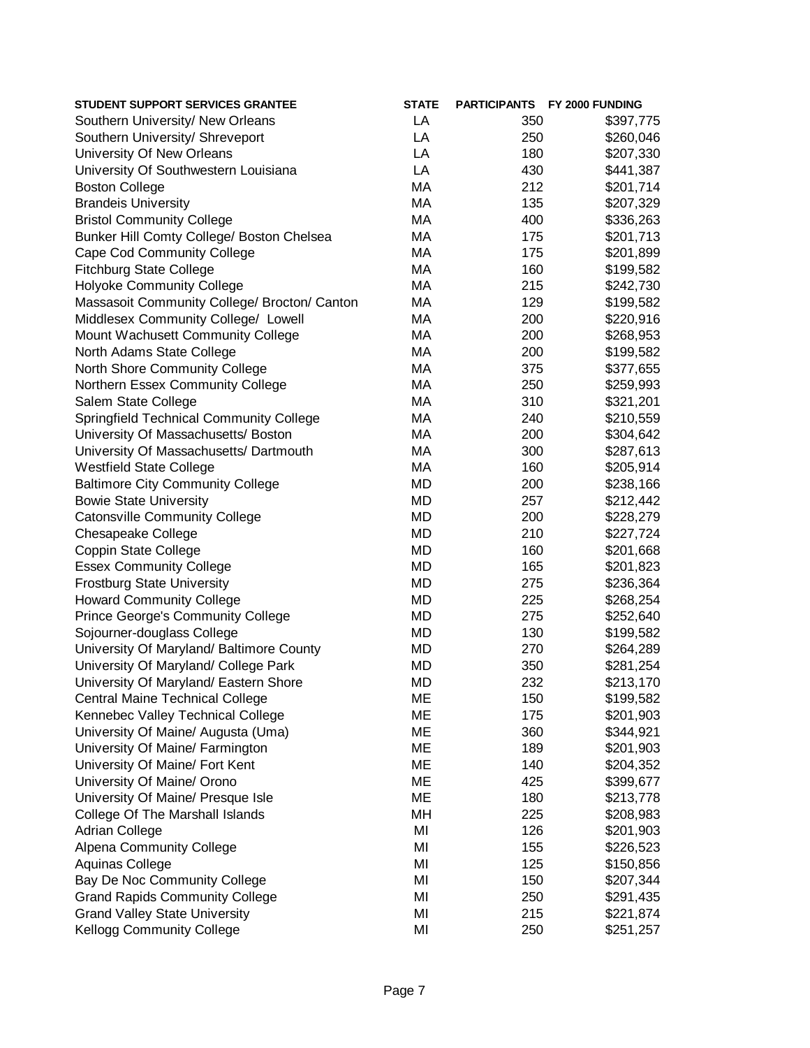| STUDENT SUPPORT SERVICES GRANTEE | STATE | PARTICIPANTS | FY 2000 FUNDING |
|---|---|---|---|
| Southern University/ New Orleans | LA | 350 | $397,775 |
| Southern University/ Shreveport | LA | 250 | $260,046 |
| University Of New Orleans | LA | 180 | $207,330 |
| University Of Southwestern Louisiana | LA | 430 | $441,387 |
| Boston College | MA | 212 | $201,714 |
| Brandeis University | MA | 135 | $207,329 |
| Bristol Community College | MA | 400 | $336,263 |
| Bunker Hill Comty College/ Boston Chelsea | MA | 175 | $201,713 |
| Cape Cod Community College | MA | 175 | $201,899 |
| Fitchburg State College | MA | 160 | $199,582 |
| Holyoke Community College | MA | 215 | $242,730 |
| Massasoit Community College/ Brocton/ Canton | MA | 129 | $199,582 |
| Middlesex Community College/ Lowell | MA | 200 | $220,916 |
| Mount Wachusett Community College | MA | 200 | $268,953 |
| North Adams State College | MA | 200 | $199,582 |
| North Shore Community College | MA | 375 | $377,655 |
| Northern Essex Community College | MA | 250 | $259,993 |
| Salem State College | MA | 310 | $321,201 |
| Springfield Technical Community College | MA | 240 | $210,559 |
| University Of Massachusetts/ Boston | MA | 200 | $304,642 |
| University Of Massachusetts/ Dartmouth | MA | 300 | $287,613 |
| Westfield State College | MA | 160 | $205,914 |
| Baltimore City Community College | MD | 200 | $238,166 |
| Bowie State University | MD | 257 | $212,442 |
| Catonsville Community College | MD | 200 | $228,279 |
| Chesapeake College | MD | 210 | $227,724 |
| Coppin State College | MD | 160 | $201,668 |
| Essex Community College | MD | 165 | $201,823 |
| Frostburg State University | MD | 275 | $236,364 |
| Howard Community College | MD | 225 | $268,254 |
| Prince George's Community College | MD | 275 | $252,640 |
| Sojourner-douglass College | MD | 130 | $199,582 |
| University Of Maryland/ Baltimore County | MD | 270 | $264,289 |
| University Of Maryland/ College Park | MD | 350 | $281,254 |
| University Of Maryland/ Eastern Shore | MD | 232 | $213,170 |
| Central Maine Technical College | ME | 150 | $199,582 |
| Kennebec Valley Technical College | ME | 175 | $201,903 |
| University Of Maine/ Augusta (Uma) | ME | 360 | $344,921 |
| University Of Maine/ Farmington | ME | 189 | $201,903 |
| University Of Maine/ Fort Kent | ME | 140 | $204,352 |
| University Of Maine/ Orono | ME | 425 | $399,677 |
| University Of Maine/ Presque Isle | ME | 180 | $213,778 |
| College Of The Marshall Islands | MH | 225 | $208,983 |
| Adrian College | MI | 126 | $201,903 |
| Alpena Community College | MI | 155 | $226,523 |
| Aquinas College | MI | 125 | $150,856 |
| Bay De Noc Community College | MI | 150 | $207,344 |
| Grand Rapids Community College | MI | 250 | $291,435 |
| Grand Valley State University | MI | 215 | $221,874 |
| Kellogg Community College | MI | 250 | $251,257 |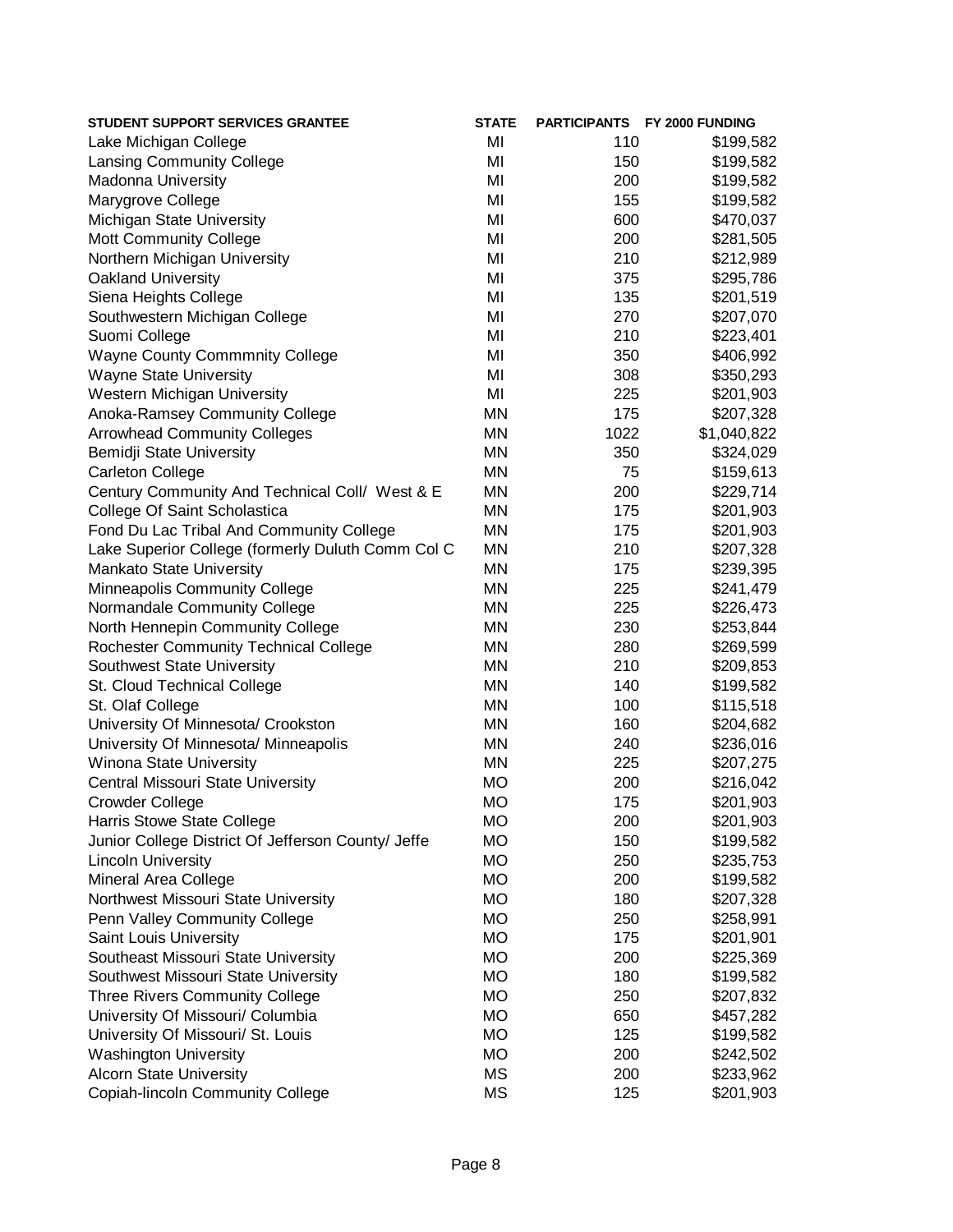| STUDENT SUPPORT SERVICES GRANTEE | STATE | PARTICIPANTS | FY 2000 FUNDING |
|---|---|---|---|
| Lake Michigan College | MI | 110 | $199,582 |
| Lansing Community College | MI | 150 | $199,582 |
| Madonna University | MI | 200 | $199,582 |
| Marygrove College | MI | 155 | $199,582 |
| Michigan State University | MI | 600 | $470,037 |
| Mott Community College | MI | 200 | $281,505 |
| Northern Michigan University | MI | 210 | $212,989 |
| Oakland University | MI | 375 | $295,786 |
| Siena Heights College | MI | 135 | $201,519 |
| Southwestern Michigan College | MI | 270 | $207,070 |
| Suomi College | MI | 210 | $223,401 |
| Wayne County Commmnity College | MI | 350 | $406,992 |
| Wayne State University | MI | 308 | $350,293 |
| Western Michigan University | MI | 225 | $201,903 |
| Anoka-Ramsey Community College | MN | 175 | $207,328 |
| Arrowhead Community Colleges | MN | 1022 | $1,040,822 |
| Bemidji State University | MN | 350 | $324,029 |
| Carleton College | MN | 75 | $159,613 |
| Century Community And Technical Coll/ West & E | MN | 200 | $229,714 |
| College Of Saint Scholastica | MN | 175 | $201,903 |
| Fond Du Lac Tribal And Community College | MN | 175 | $201,903 |
| Lake Superior College (formerly Duluth Comm Col C | MN | 210 | $207,328 |
| Mankato State University | MN | 175 | $239,395 |
| Minneapolis Community College | MN | 225 | $241,479 |
| Normandale Community College | MN | 225 | $226,473 |
| North Hennepin Community College | MN | 230 | $253,844 |
| Rochester Community Technical College | MN | 280 | $269,599 |
| Southwest State University | MN | 210 | $209,853 |
| St. Cloud Technical College | MN | 140 | $199,582 |
| St. Olaf College | MN | 100 | $115,518 |
| University Of Minnesota/ Crookston | MN | 160 | $204,682 |
| University Of Minnesota/ Minneapolis | MN | 240 | $236,016 |
| Winona State University | MN | 225 | $207,275 |
| Central Missouri State University | MO | 200 | $216,042 |
| Crowder College | MO | 175 | $201,903 |
| Harris Stowe State College | MO | 200 | $201,903 |
| Junior College District Of Jefferson County/ Jeffe | MO | 150 | $199,582 |
| Lincoln University | MO | 250 | $235,753 |
| Mineral Area College | MO | 200 | $199,582 |
| Northwest Missouri State University | MO | 180 | $207,328 |
| Penn Valley Community College | MO | 250 | $258,991 |
| Saint Louis University | MO | 175 | $201,901 |
| Southeast Missouri State University | MO | 200 | $225,369 |
| Southwest Missouri State University | MO | 180 | $199,582 |
| Three Rivers Community College | MO | 250 | $207,832 |
| University Of Missouri/ Columbia | MO | 650 | $457,282 |
| University Of Missouri/ St. Louis | MO | 125 | $199,582 |
| Washington University | MO | 200 | $242,502 |
| Alcorn State University | MS | 200 | $233,962 |
| Copiah-lincoln Community College | MS | 125 | $201,903 |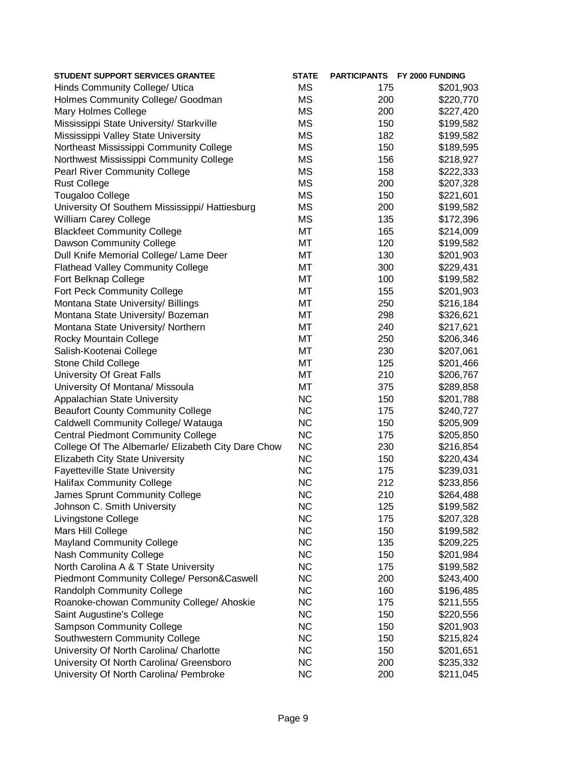| STUDENT SUPPORT SERVICES GRANTEE | STATE | PARTICIPANTS | FY 2000 FUNDING |
|---|---|---|---|
| Hinds Community College/ Utica | MS | 175 | $201,903 |
| Holmes Community College/ Goodman | MS | 200 | $220,770 |
| Mary Holmes College | MS | 200 | $227,420 |
| Mississippi State University/ Starkville | MS | 150 | $199,582 |
| Mississippi Valley State University | MS | 182 | $199,582 |
| Northeast Mississippi Community College | MS | 150 | $189,595 |
| Northwest Mississippi Community College | MS | 156 | $218,927 |
| Pearl River Community College | MS | 158 | $222,333 |
| Rust College | MS | 200 | $207,328 |
| Tougaloo College | MS | 150 | $221,601 |
| University Of Southern Mississippi/ Hattiesburg | MS | 200 | $199,582 |
| William Carey College | MS | 135 | $172,396 |
| Blackfeet Community College | MT | 165 | $214,009 |
| Dawson Community College | MT | 120 | $199,582 |
| Dull Knife Memorial College/ Lame Deer | MT | 130 | $201,903 |
| Flathead Valley Community College | MT | 300 | $229,431 |
| Fort Belknap College | MT | 100 | $199,582 |
| Fort Peck Community College | MT | 155 | $201,903 |
| Montana State University/ Billings | MT | 250 | $216,184 |
| Montana State University/ Bozeman | MT | 298 | $326,621 |
| Montana State University/ Northern | MT | 240 | $217,621 |
| Rocky Mountain College | MT | 250 | $206,346 |
| Salish-Kootenai College | MT | 230 | $207,061 |
| Stone Child College | MT | 125 | $201,466 |
| University Of Great Falls | MT | 210 | $206,767 |
| University Of Montana/ Missoula | MT | 375 | $289,858 |
| Appalachian State University | NC | 150 | $201,788 |
| Beaufort County Community College | NC | 175 | $240,727 |
| Caldwell Community College/ Watauga | NC | 150 | $205,909 |
| Central Piedmont Community College | NC | 175 | $205,850 |
| College Of The Albemarle/ Elizabeth City Dare Chow | NC | 230 | $216,854 |
| Elizabeth City State University | NC | 150 | $220,434 |
| Fayetteville State University | NC | 175 | $239,031 |
| Halifax Community College | NC | 212 | $233,856 |
| James Sprunt Community College | NC | 210 | $264,488 |
| Johnson C. Smith University | NC | 125 | $199,582 |
| Livingstone College | NC | 175 | $207,328 |
| Mars Hill College | NC | 150 | $199,582 |
| Mayland Community College | NC | 135 | $209,225 |
| Nash Community College | NC | 150 | $201,984 |
| North Carolina A & T State University | NC | 175 | $199,582 |
| Piedmont Community College/ Person&Caswell | NC | 200 | $243,400 |
| Randolph Community College | NC | 160 | $196,485 |
| Roanoke-chowan Community College/ Ahoskie | NC | 175 | $211,555 |
| Saint Augustine's College | NC | 150 | $220,556 |
| Sampson Community College | NC | 150 | $201,903 |
| Southwestern Community College | NC | 150 | $215,824 |
| University Of North Carolina/ Charlotte | NC | 150 | $201,651 |
| University Of North Carolina/ Greensboro | NC | 200 | $235,332 |
| University Of North Carolina/ Pembroke | NC | 200 | $211,045 |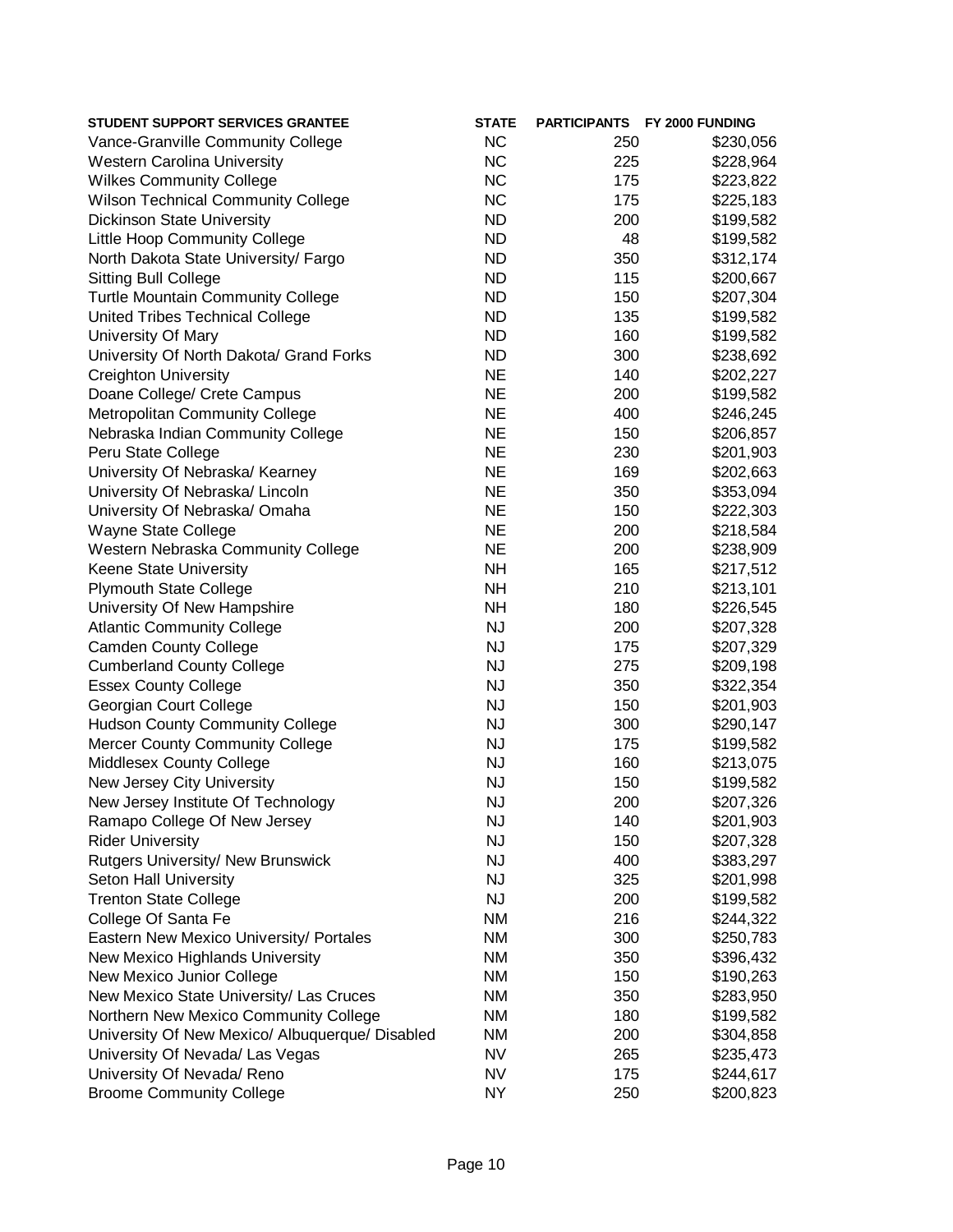| STUDENT SUPPORT SERVICES GRANTEE | STATE | PARTICIPANTS | FY 2000 FUNDING |
|---|---|---|---|
| Vance-Granville Community College | NC | 250 | $230,056 |
| Western Carolina University | NC | 225 | $228,964 |
| Wilkes Community College | NC | 175 | $223,822 |
| Wilson Technical Community College | NC | 175 | $225,183 |
| Dickinson State University | ND | 200 | $199,582 |
| Little Hoop Community College | ND | 48 | $199,582 |
| North Dakota State University/ Fargo | ND | 350 | $312,174 |
| Sitting Bull College | ND | 115 | $200,667 |
| Turtle Mountain Community College | ND | 150 | $207,304 |
| United Tribes Technical College | ND | 135 | $199,582 |
| University Of Mary | ND | 160 | $199,582 |
| University Of North Dakota/ Grand Forks | ND | 300 | $238,692 |
| Creighton University | NE | 140 | $202,227 |
| Doane College/ Crete Campus | NE | 200 | $199,582 |
| Metropolitan Community College | NE | 400 | $246,245 |
| Nebraska Indian Community College | NE | 150 | $206,857 |
| Peru State College | NE | 230 | $201,903 |
| University Of Nebraska/ Kearney | NE | 169 | $202,663 |
| University Of Nebraska/ Lincoln | NE | 350 | $353,094 |
| University Of Nebraska/ Omaha | NE | 150 | $222,303 |
| Wayne State College | NE | 200 | $218,584 |
| Western Nebraska Community College | NE | 200 | $238,909 |
| Keene State University | NH | 165 | $217,512 |
| Plymouth State College | NH | 210 | $213,101 |
| University Of New Hampshire | NH | 180 | $226,545 |
| Atlantic Community College | NJ | 200 | $207,328 |
| Camden County College | NJ | 175 | $207,329 |
| Cumberland County College | NJ | 275 | $209,198 |
| Essex County College | NJ | 350 | $322,354 |
| Georgian Court College | NJ | 150 | $201,903 |
| Hudson County Community College | NJ | 300 | $290,147 |
| Mercer County Community College | NJ | 175 | $199,582 |
| Middlesex County College | NJ | 160 | $213,075 |
| New Jersey City University | NJ | 150 | $199,582 |
| New Jersey Institute Of Technology | NJ | 200 | $207,326 |
| Ramapo College Of New Jersey | NJ | 140 | $201,903 |
| Rider University | NJ | 150 | $207,328 |
| Rutgers University/ New Brunswick | NJ | 400 | $383,297 |
| Seton Hall University | NJ | 325 | $201,998 |
| Trenton State College | NJ | 200 | $199,582 |
| College Of Santa Fe | NM | 216 | $244,322 |
| Eastern New Mexico University/ Portales | NM | 300 | $250,783 |
| New Mexico Highlands University | NM | 350 | $396,432 |
| New Mexico Junior College | NM | 150 | $190,263 |
| New Mexico State University/ Las Cruces | NM | 350 | $283,950 |
| Northern New Mexico Community College | NM | 180 | $199,582 |
| University Of New Mexico/ Albuquerque/ Disabled | NM | 200 | $304,858 |
| University Of Nevada/ Las Vegas | NV | 265 | $235,473 |
| University Of Nevada/ Reno | NV | 175 | $244,617 |
| Broome Community College | NY | 250 | $200,823 |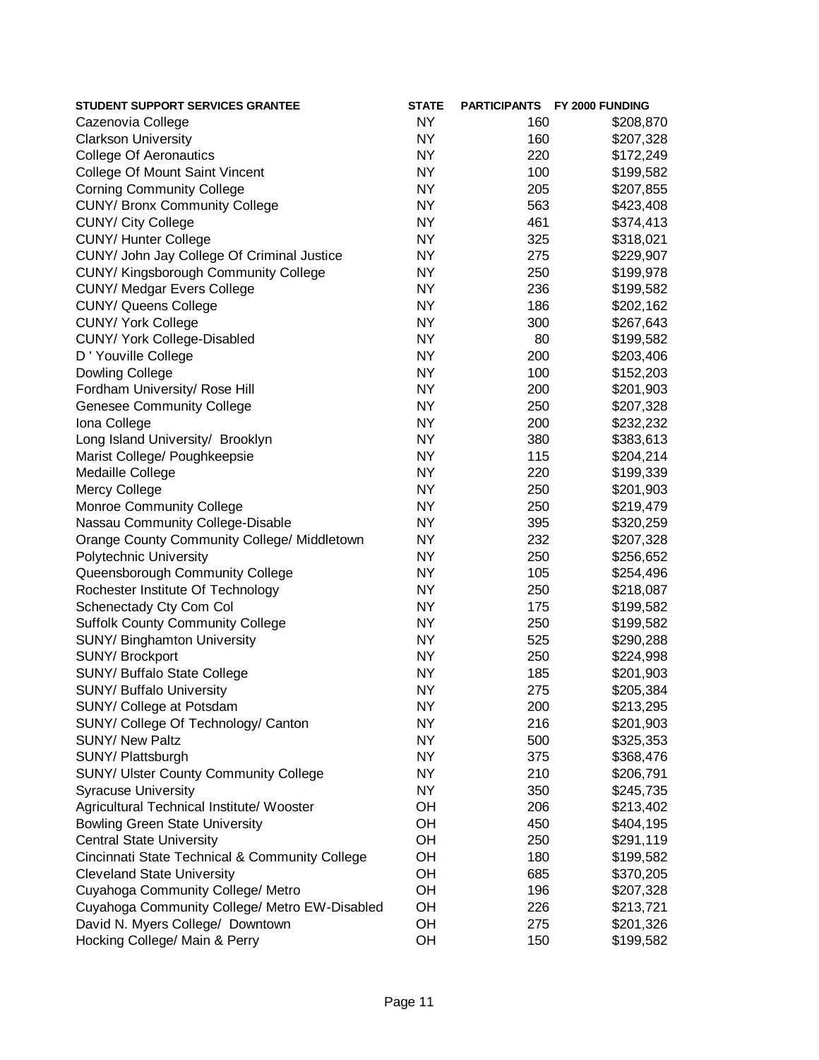| STUDENT SUPPORT SERVICES GRANTEE | STATE | PARTICIPANTS | FY 2000 FUNDING |
|---|---|---|---|
| Cazenovia College | NY | 160 | $208,870 |
| Clarkson University | NY | 160 | $207,328 |
| College Of Aeronautics | NY | 220 | $172,249 |
| College Of Mount Saint Vincent | NY | 100 | $199,582 |
| Corning Community College | NY | 205 | $207,855 |
| CUNY/ Bronx Community College | NY | 563 | $423,408 |
| CUNY/ City College | NY | 461 | $374,413 |
| CUNY/ Hunter College | NY | 325 | $318,021 |
| CUNY/ John Jay College Of Criminal Justice | NY | 275 | $229,907 |
| CUNY/ Kingsborough Community College | NY | 250 | $199,978 |
| CUNY/ Medgar Evers College | NY | 236 | $199,582 |
| CUNY/ Queens College | NY | 186 | $202,162 |
| CUNY/ York College | NY | 300 | $267,643 |
| CUNY/ York College-Disabled | NY | 80 | $199,582 |
| D ' Youville College | NY | 200 | $203,406 |
| Dowling College | NY | 100 | $152,203 |
| Fordham University/ Rose Hill | NY | 200 | $201,903 |
| Genesee Community College | NY | 250 | $207,328 |
| Iona College | NY | 200 | $232,232 |
| Long Island University/ Brooklyn | NY | 380 | $383,613 |
| Marist College/ Poughkeepsie | NY | 115 | $204,214 |
| Medaille College | NY | 220 | $199,339 |
| Mercy College | NY | 250 | $201,903 |
| Monroe Community College | NY | 250 | $219,479 |
| Nassau Community College-Disable | NY | 395 | $320,259 |
| Orange County Community College/ Middletown | NY | 232 | $207,328 |
| Polytechnic University | NY | 250 | $256,652 |
| Queensborough Community College | NY | 105 | $254,496 |
| Rochester Institute Of Technology | NY | 250 | $218,087 |
| Schenectady Cty Com Col | NY | 175 | $199,582 |
| Suffolk County Community College | NY | 250 | $199,582 |
| SUNY/ Binghamton University | NY | 525 | $290,288 |
| SUNY/ Brockport | NY | 250 | $224,998 |
| SUNY/ Buffalo State College | NY | 185 | $201,903 |
| SUNY/ Buffalo University | NY | 275 | $205,384 |
| SUNY/ College at Potsdam | NY | 200 | $213,295 |
| SUNY/ College Of Technology/ Canton | NY | 216 | $201,903 |
| SUNY/ New Paltz | NY | 500 | $325,353 |
| SUNY/ Plattsburgh | NY | 375 | $368,476 |
| SUNY/ Ulster County Community College | NY | 210 | $206,791 |
| Syracuse University | NY | 350 | $245,735 |
| Agricultural Technical Institute/ Wooster | OH | 206 | $213,402 |
| Bowling Green State University | OH | 450 | $404,195 |
| Central State University | OH | 250 | $291,119 |
| Cincinnati State Technical & Community College | OH | 180 | $199,582 |
| Cleveland State University | OH | 685 | $370,205 |
| Cuyahoga Community College/ Metro | OH | 196 | $207,328 |
| Cuyahoga Community College/ Metro EW-Disabled | OH | 226 | $213,721 |
| David N. Myers College/ Downtown | OH | 275 | $201,326 |
| Hocking College/ Main & Perry | OH | 150 | $199,582 |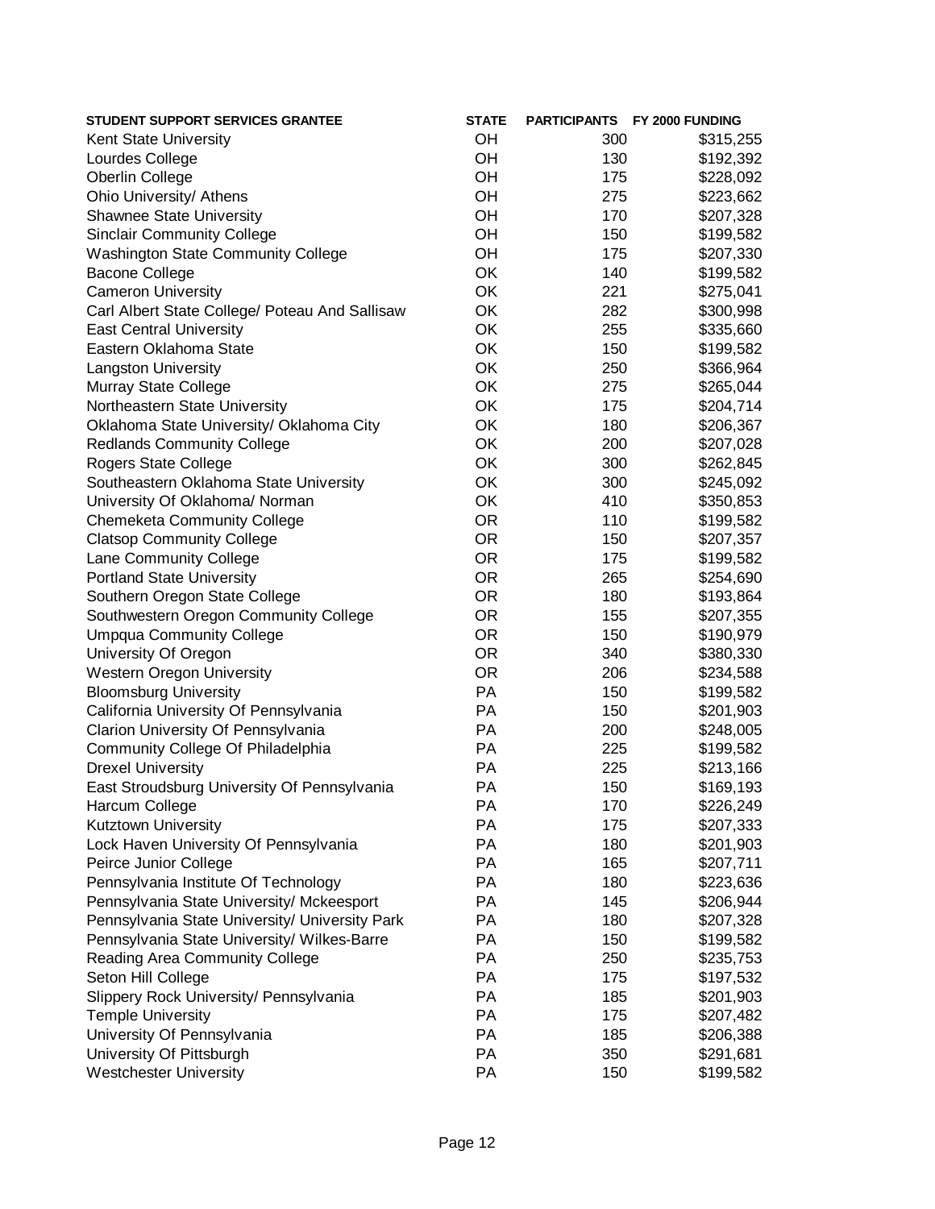| STUDENT SUPPORT SERVICES GRANTEE | STATE | PARTICIPANTS | FY 2000 FUNDING |
|---|---|---|---|
| Kent State University | OH | 300 | $315,255 |
| Lourdes College | OH | 130 | $192,392 |
| Oberlin College | OH | 175 | $228,092 |
| Ohio University/ Athens | OH | 275 | $223,662 |
| Shawnee State University | OH | 170 | $207,328 |
| Sinclair Community College | OH | 150 | $199,582 |
| Washington State Community College | OH | 175 | $207,330 |
| Bacone College | OK | 140 | $199,582 |
| Cameron University | OK | 221 | $275,041 |
| Carl Albert State College/ Poteau And Sallisaw | OK | 282 | $300,998 |
| East Central University | OK | 255 | $335,660 |
| Eastern Oklahoma State | OK | 150 | $199,582 |
| Langston University | OK | 250 | $366,964 |
| Murray State College | OK | 275 | $265,044 |
| Northeastern State University | OK | 175 | $204,714 |
| Oklahoma State University/ Oklahoma City | OK | 180 | $206,367 |
| Redlands Community College | OK | 200 | $207,028 |
| Rogers State College | OK | 300 | $262,845 |
| Southeastern Oklahoma State University | OK | 300 | $245,092 |
| University Of Oklahoma/ Norman | OK | 410 | $350,853 |
| Chemeketa Community College | OR | 110 | $199,582 |
| Clatsop Community College | OR | 150 | $207,357 |
| Lane Community College | OR | 175 | $199,582 |
| Portland State University | OR | 265 | $254,690 |
| Southern Oregon State College | OR | 180 | $193,864 |
| Southwestern Oregon Community College | OR | 155 | $207,355 |
| Umpqua Community College | OR | 150 | $190,979 |
| University Of Oregon | OR | 340 | $380,330 |
| Western Oregon University | OR | 206 | $234,588 |
| Bloomsburg University | PA | 150 | $199,582 |
| California University Of Pennsylvania | PA | 150 | $201,903 |
| Clarion University Of Pennsylvania | PA | 200 | $248,005 |
| Community College Of Philadelphia | PA | 225 | $199,582 |
| Drexel University | PA | 225 | $213,166 |
| East Stroudsburg University Of Pennsylvania | PA | 150 | $169,193 |
| Harcum College | PA | 170 | $226,249 |
| Kutztown University | PA | 175 | $207,333 |
| Lock Haven University Of Pennsylvania | PA | 180 | $201,903 |
| Peirce Junior College | PA | 165 | $207,711 |
| Pennsylvania Institute Of Technology | PA | 180 | $223,636 |
| Pennsylvania State University/ Mckeesport | PA | 145 | $206,944 |
| Pennsylvania State University/ University Park | PA | 180 | $207,328 |
| Pennsylvania State University/ Wilkes-Barre | PA | 150 | $199,582 |
| Reading Area Community College | PA | 250 | $235,753 |
| Seton Hill College | PA | 175 | $197,532 |
| Slippery Rock University/ Pennsylvania | PA | 185 | $201,903 |
| Temple University | PA | 175 | $207,482 |
| University Of Pennsylvania | PA | 185 | $206,388 |
| University Of Pittsburgh | PA | 350 | $291,681 |
| Westchester University | PA | 150 | $199,582 |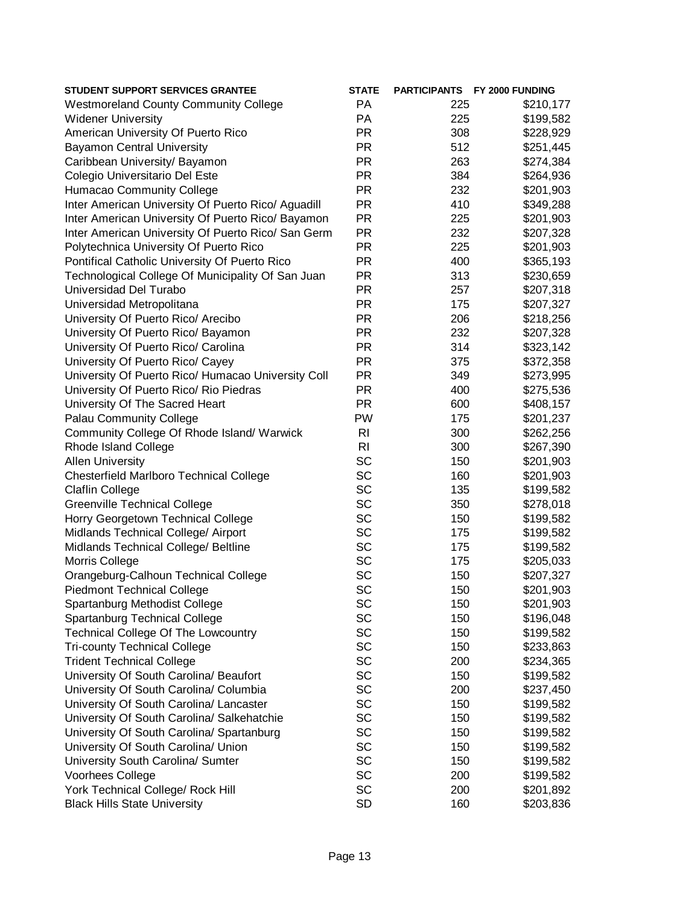| STUDENT SUPPORT SERVICES GRANTEE | STATE | PARTICIPANTS | FY 2000 FUNDING |
|---|---|---|---|
| Westmoreland County Community College | PA | 225 | $210,177 |
| Widener University | PA | 225 | $199,582 |
| American University Of Puerto Rico | PR | 308 | $228,929 |
| Bayamon Central University | PR | 512 | $251,445 |
| Caribbean University/ Bayamon | PR | 263 | $274,384 |
| Colegio Universitario Del Este | PR | 384 | $264,936 |
| Humacao Community College | PR | 232 | $201,903 |
| Inter American University Of Puerto Rico/ Aguadill | PR | 410 | $349,288 |
| Inter American University Of Puerto Rico/ Bayamon | PR | 225 | $201,903 |
| Inter American University Of Puerto Rico/ San Germ | PR | 232 | $207,328 |
| Polytechnica University Of Puerto Rico | PR | 225 | $201,903 |
| Pontifical Catholic University Of Puerto Rico | PR | 400 | $365,193 |
| Technological College Of Municipality Of San Juan | PR | 313 | $230,659 |
| Universidad Del Turabo | PR | 257 | $207,318 |
| Universidad Metropolitana | PR | 175 | $207,327 |
| University Of Puerto Rico/ Arecibo | PR | 206 | $218,256 |
| University Of Puerto Rico/ Bayamon | PR | 232 | $207,328 |
| University Of Puerto Rico/ Carolina | PR | 314 | $323,142 |
| University Of Puerto Rico/ Cayey | PR | 375 | $372,358 |
| University Of Puerto Rico/ Humacao University Coll | PR | 349 | $273,995 |
| University Of Puerto Rico/ Rio Piedras | PR | 400 | $275,536 |
| University Of The Sacred Heart | PR | 600 | $408,157 |
| Palau Community College | PW | 175 | $201,237 |
| Community College Of Rhode Island/ Warwick | RI | 300 | $262,256 |
| Rhode Island College | RI | 300 | $267,390 |
| Allen University | SC | 150 | $201,903 |
| Chesterfield Marlboro Technical College | SC | 160 | $201,903 |
| Claflin College | SC | 135 | $199,582 |
| Greenville Technical College | SC | 350 | $278,018 |
| Horry Georgetown Technical College | SC | 150 | $199,582 |
| Midlands Technical College/ Airport | SC | 175 | $199,582 |
| Midlands Technical College/ Beltline | SC | 175 | $199,582 |
| Morris College | SC | 175 | $205,033 |
| Orangeburg-Calhoun Technical College | SC | 150 | $207,327 |
| Piedmont Technical College | SC | 150 | $201,903 |
| Spartanburg Methodist College | SC | 150 | $201,903 |
| Spartanburg Technical College | SC | 150 | $196,048 |
| Technical College Of The Lowcountry | SC | 150 | $199,582 |
| Tri-county Technical College | SC | 150 | $233,863 |
| Trident Technical College | SC | 200 | $234,365 |
| University Of South Carolina/ Beaufort | SC | 150 | $199,582 |
| University Of South Carolina/ Columbia | SC | 200 | $237,450 |
| University Of South Carolina/ Lancaster | SC | 150 | $199,582 |
| University Of South Carolina/ Salkehatchie | SC | 150 | $199,582 |
| University Of South Carolina/ Spartanburg | SC | 150 | $199,582 |
| University Of South Carolina/ Union | SC | 150 | $199,582 |
| University South Carolina/ Sumter | SC | 150 | $199,582 |
| Voorhees College | SC | 200 | $199,582 |
| York Technical College/ Rock Hill | SC | 200 | $201,892 |
| Black Hills State University | SD | 160 | $203,836 |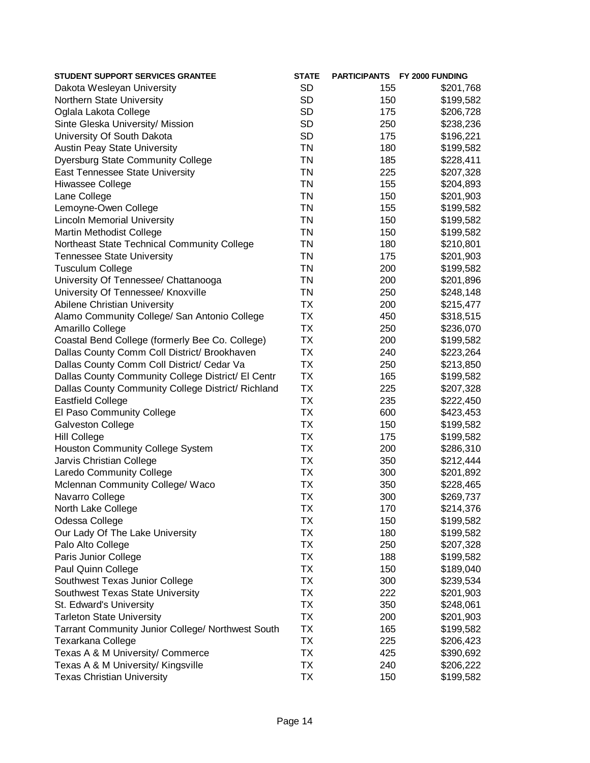| STUDENT SUPPORT SERVICES GRANTEE | STATE | PARTICIPANTS | FY 2000 FUNDING |
|---|---|---|---|
| Dakota Wesleyan University | SD | 155 | $201,768 |
| Northern State University | SD | 150 | $199,582 |
| Oglala Lakota College | SD | 175 | $206,728 |
| Sinte Gleska University/ Mission | SD | 250 | $238,236 |
| University Of South Dakota | SD | 175 | $196,221 |
| Austin Peay State University | TN | 180 | $199,582 |
| Dyersburg State Community College | TN | 185 | $228,411 |
| East Tennessee State University | TN | 225 | $207,328 |
| Hiwassee College | TN | 155 | $204,893 |
| Lane College | TN | 150 | $201,903 |
| Lemoyne-Owen College | TN | 155 | $199,582 |
| Lincoln Memorial University | TN | 150 | $199,582 |
| Martin Methodist College | TN | 150 | $199,582 |
| Northeast State Technical Community College | TN | 180 | $210,801 |
| Tennessee State University | TN | 175 | $201,903 |
| Tusculum College | TN | 200 | $199,582 |
| University Of Tennessee/ Chattanooga | TN | 200 | $201,896 |
| University Of Tennessee/ Knoxville | TN | 250 | $248,148 |
| Abilene Christian University | TX | 200 | $215,477 |
| Alamo Community College/ San Antonio College | TX | 450 | $318,515 |
| Amarillo College | TX | 250 | $236,070 |
| Coastal Bend College (formerly Bee Co. College) | TX | 200 | $199,582 |
| Dallas County Comm Coll District/ Brookhaven | TX | 240 | $223,264 |
| Dallas County Comm Coll District/ Cedar Va | TX | 250 | $213,850 |
| Dallas County Community College District/ El Centr | TX | 165 | $199,582 |
| Dallas County Community College District/ Richland | TX | 225 | $207,328 |
| Eastfield College | TX | 235 | $222,450 |
| El Paso Community College | TX | 600 | $423,453 |
| Galveston College | TX | 150 | $199,582 |
| Hill College | TX | 175 | $199,582 |
| Houston Community College System | TX | 200 | $286,310 |
| Jarvis Christian College | TX | 350 | $212,444 |
| Laredo Community College | TX | 300 | $201,892 |
| Mclennan Community College/ Waco | TX | 350 | $228,465 |
| Navarro College | TX | 300 | $269,737 |
| North Lake College | TX | 170 | $214,376 |
| Odessa College | TX | 150 | $199,582 |
| Our Lady Of The Lake University | TX | 180 | $199,582 |
| Palo Alto College | TX | 250 | $207,328 |
| Paris Junior College | TX | 188 | $199,582 |
| Paul Quinn College | TX | 150 | $189,040 |
| Southwest Texas Junior College | TX | 300 | $239,534 |
| Southwest Texas State University | TX | 222 | $201,903 |
| St. Edward's University | TX | 350 | $248,061 |
| Tarleton State University | TX | 200 | $201,903 |
| Tarrant Community Junior College/ Northwest South | TX | 165 | $199,582 |
| Texarkana College | TX | 225 | $206,423 |
| Texas A & M University/ Commerce | TX | 425 | $390,692 |
| Texas A & M University/ Kingsville | TX | 240 | $206,222 |
| Texas Christian University | TX | 150 | $199,582 |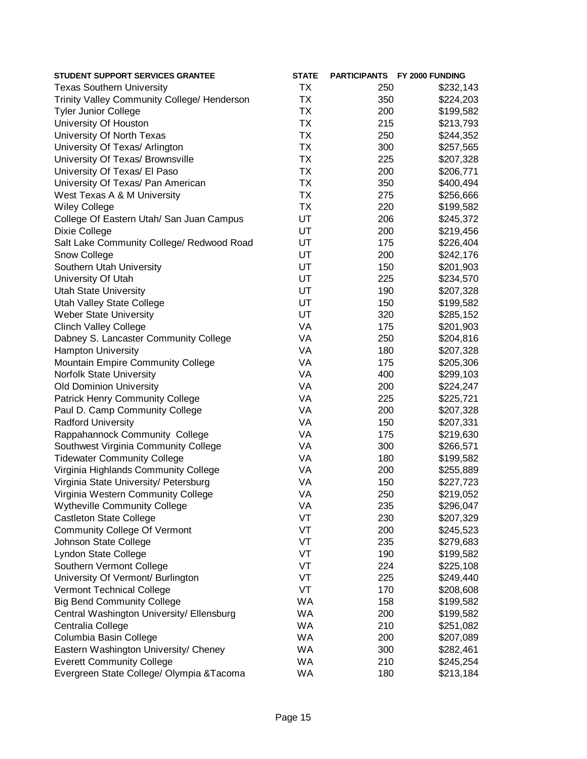| STUDENT SUPPORT SERVICES GRANTEE | STATE | PARTICIPANTS | FY 2000 FUNDING |
|---|---|---|---|
| Texas Southern University | TX | 250 | $232,143 |
| Trinity Valley Community College/ Henderson | TX | 350 | $224,203 |
| Tyler Junior College | TX | 200 | $199,582 |
| University Of Houston | TX | 215 | $213,793 |
| University Of North Texas | TX | 250 | $244,352 |
| University Of Texas/ Arlington | TX | 300 | $257,565 |
| University Of Texas/ Brownsville | TX | 225 | $207,328 |
| University Of Texas/ El Paso | TX | 200 | $206,771 |
| University Of Texas/ Pan American | TX | 350 | $400,494 |
| West Texas A & M University | TX | 275 | $256,666 |
| Wiley College | TX | 220 | $199,582 |
| College Of Eastern Utah/ San Juan Campus | UT | 206 | $245,372 |
| Dixie College | UT | 200 | $219,456 |
| Salt Lake Community College/ Redwood Road | UT | 175 | $226,404 |
| Snow College | UT | 200 | $242,176 |
| Southern Utah University | UT | 150 | $201,903 |
| University Of Utah | UT | 225 | $234,570 |
| Utah State University | UT | 190 | $207,328 |
| Utah Valley State College | UT | 150 | $199,582 |
| Weber State University | UT | 320 | $285,152 |
| Clinch Valley College | VA | 175 | $201,903 |
| Dabney S. Lancaster Community College | VA | 250 | $204,816 |
| Hampton University | VA | 180 | $207,328 |
| Mountain Empire Community College | VA | 175 | $205,306 |
| Norfolk State University | VA | 400 | $299,103 |
| Old Dominion University | VA | 200 | $224,247 |
| Patrick Henry Community College | VA | 225 | $225,721 |
| Paul D. Camp Community College | VA | 200 | $207,328 |
| Radford University | VA | 150 | $207,331 |
| Rappahannock Community College | VA | 175 | $219,630 |
| Southwest Virginia Community College | VA | 300 | $266,571 |
| Tidewater Community College | VA | 180 | $199,582 |
| Virginia Highlands Community College | VA | 200 | $255,889 |
| Virginia State University/ Petersburg | VA | 150 | $227,723 |
| Virginia Western Community College | VA | 250 | $219,052 |
| Wytheville Community College | VA | 235 | $296,047 |
| Castleton State College | VT | 230 | $207,329 |
| Community College Of Vermont | VT | 200 | $245,523 |
| Johnson State College | VT | 235 | $279,683 |
| Lyndon State College | VT | 190 | $199,582 |
| Southern Vermont College | VT | 224 | $225,108 |
| University Of Vermont/ Burlington | VT | 225 | $249,440 |
| Vermont Technical College | VT | 170 | $208,608 |
| Big Bend Community College | WA | 158 | $199,582 |
| Central Washington University/ Ellensburg | WA | 200 | $199,582 |
| Centralia College | WA | 210 | $251,082 |
| Columbia Basin College | WA | 200 | $207,089 |
| Eastern Washington University/ Cheney | WA | 300 | $282,461 |
| Everett Community College | WA | 210 | $245,254 |
| Evergreen State College/ Olympia &Tacoma | WA | 180 | $213,184 |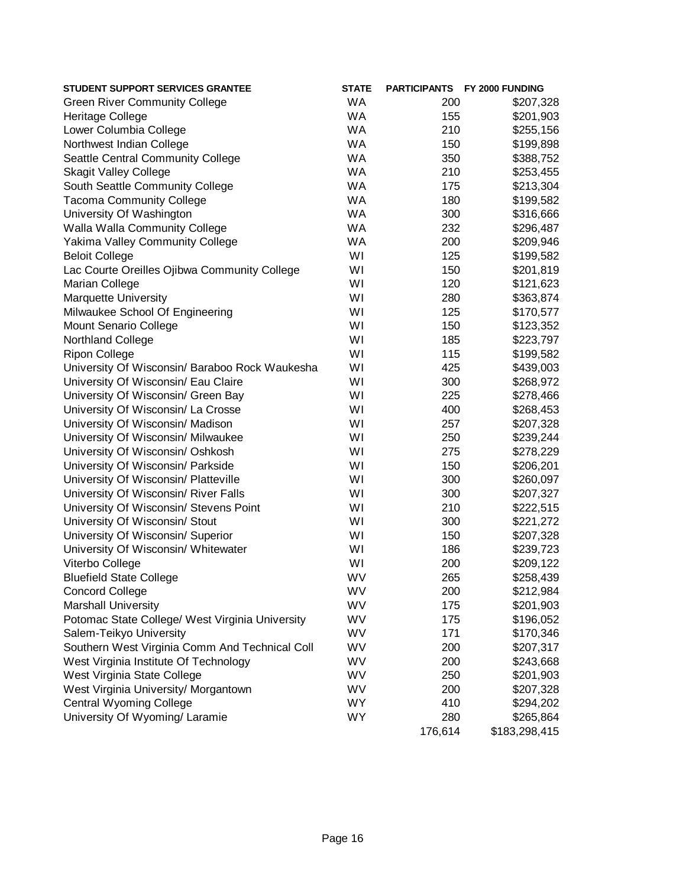| STUDENT SUPPORT SERVICES GRANTEE | STATE | PARTICIPANTS | FY 2000 FUNDING |
| --- | --- | --- | --- |
| Green River Community College | WA | 200 | $207,328 |
| Heritage College | WA | 155 | $201,903 |
| Lower Columbia College | WA | 210 | $255,156 |
| Northwest Indian College | WA | 150 | $199,898 |
| Seattle Central Community College | WA | 350 | $388,752 |
| Skagit Valley College | WA | 210 | $253,455 |
| South Seattle Community College | WA | 175 | $213,304 |
| Tacoma Community College | WA | 180 | $199,582 |
| University Of Washington | WA | 300 | $316,666 |
| Walla Walla Community College | WA | 232 | $296,487 |
| Yakima Valley Community College | WA | 200 | $209,946 |
| Beloit College | WI | 125 | $199,582 |
| Lac Courte Oreilles Ojibwa Community College | WI | 150 | $201,819 |
| Marian College | WI | 120 | $121,623 |
| Marquette University | WI | 280 | $363,874 |
| Milwaukee School Of Engineering | WI | 125 | $170,577 |
| Mount Senario College | WI | 150 | $123,352 |
| Northland College | WI | 185 | $223,797 |
| Ripon College | WI | 115 | $199,582 |
| University Of Wisconsin/ Baraboo Rock Waukesha | WI | 425 | $439,003 |
| University Of Wisconsin/ Eau Claire | WI | 300 | $268,972 |
| University Of Wisconsin/ Green Bay | WI | 225 | $278,466 |
| University Of Wisconsin/ La Crosse | WI | 400 | $268,453 |
| University Of Wisconsin/ Madison | WI | 257 | $207,328 |
| University Of Wisconsin/ Milwaukee | WI | 250 | $239,244 |
| University Of Wisconsin/ Oshkosh | WI | 275 | $278,229 |
| University Of Wisconsin/ Parkside | WI | 150 | $206,201 |
| University Of Wisconsin/ Platteville | WI | 300 | $260,097 |
| University Of Wisconsin/ River Falls | WI | 300 | $207,327 |
| University Of Wisconsin/ Stevens Point | WI | 210 | $222,515 |
| University Of Wisconsin/ Stout | WI | 300 | $221,272 |
| University Of Wisconsin/ Superior | WI | 150 | $207,328 |
| University Of Wisconsin/ Whitewater | WI | 186 | $239,723 |
| Viterbo College | WI | 200 | $209,122 |
| Bluefield State College | WV | 265 | $258,439 |
| Concord College | WV | 200 | $212,984 |
| Marshall University | WV | 175 | $201,903 |
| Potomac State College/ West Virginia University | WV | 175 | $196,052 |
| Salem-Teikyo University | WV | 171 | $170,346 |
| Southern West Virginia Comm And Technical Coll | WV | 200 | $207,317 |
| West Virginia Institute Of Technology | WV | 200 | $243,668 |
| West Virginia State College | WV | 250 | $201,903 |
| West Virginia University/ Morgantown | WV | 200 | $207,328 |
| Central Wyoming College | WY | 410 | $294,202 |
| University Of Wyoming/ Laramie | WY | 280 | $265,864 |
| | | 176,614 | $183,298,415 |